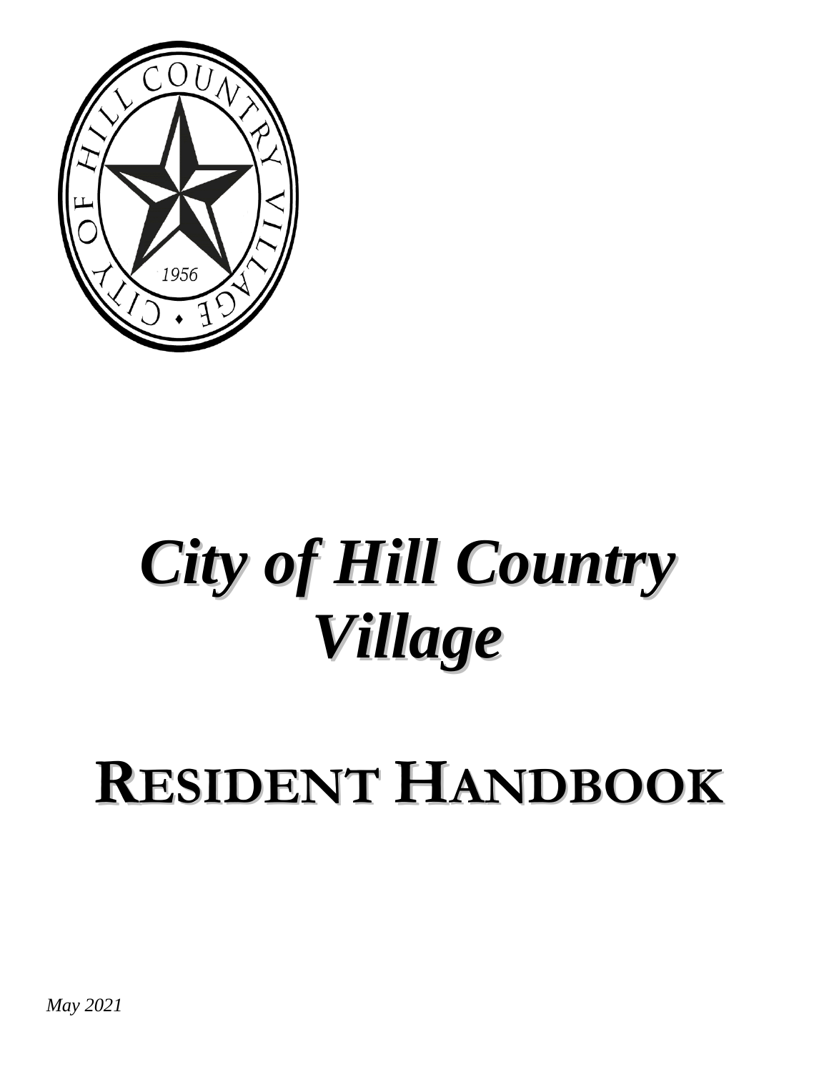# *City of Hill Country Village*

# RESIDENT HANDBOOK

*May 2021*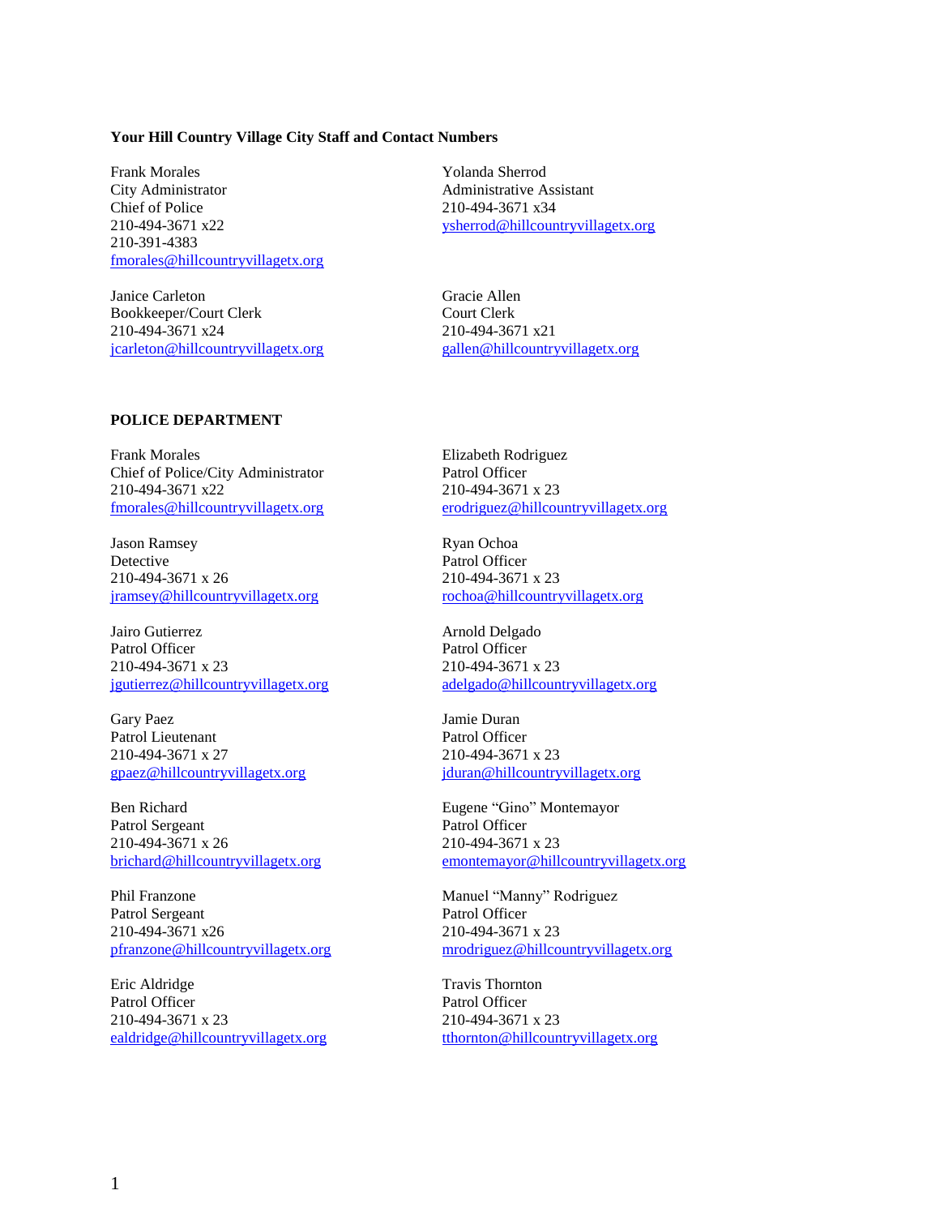**Your Hill Country Village City Staff and Contact Numbers**

Frank Morales
City Administrator
Chief of Police
210-494-3671 x22
210-391-4383
fmorales@hillcountryvillagetx.org

Yolanda Sherrod
Administrative Assistant
210-494-3671 x34
ysherrod@hillcountryvillagetx.org

Janice Carleton
Bookkeeper/Court Clerk
210-494-3671 x24
jcarleton@hillcountryvillagetx.org

Gracie Allen
Court Clerk
210-494-3671 x21
gallen@hillcountryvillagetx.org

**POLICE DEPARTMENT**

Frank Morales
Chief of Police/City Administrator
210-494-3671 x22
fmorales@hillcountryvillagetx.org

Jason Ramsey
Detective
210-494-3671 x 26
jramsey@hillcountryvillagetx.org

Jairo Gutierrez
Patrol Officer
210-494-3671 x 23
jgutierrez@hillcountryvillagetx.org

Gary Paez
Patrol Lieutenant
210-494-3671 x 27
gpaez@hillcountryvillagetx.org

Ben Richard
Patrol Sergeant
210-494-3671 x 26
brichard@hillcountryvillagetx.org

Phil Franzone
Patrol Sergeant
210-494-3671 x26
pfranzone@hillcountryvillagetx.org

Eric Aldridge
Patrol Officer
210-494-3671 x 23
ealdridge@hillcountryvillagetx.org

Elizabeth Rodriguez
Patrol Officer
210-494-3671 x 23
erodriguez@hillcountryvillagetx.org

Ryan Ochoa
Patrol Officer
210-494-3671 x 23
rochoa@hillcountryvillagetx.org

Arnold Delgado
Patrol Officer
210-494-3671 x 23
adelgado@hillcountryvillagetx.org

Jamie Duran
Patrol Officer
210-494-3671 x 23
jduran@hillcountryvillagetx.org

Eugene "Gino" Montemayor
Patrol Officer
210-494-3671 x 23
emontemayor@hillcountryvillagetx.org

Manuel "Manny" Rodriguez
Patrol Officer
210-494-3671 x 23
mrodriguez@hillcountryvillagetx.org

Travis Thornton
Patrol Officer
210-494-3671 x 23
tthornton@hillcountryvillagetx.org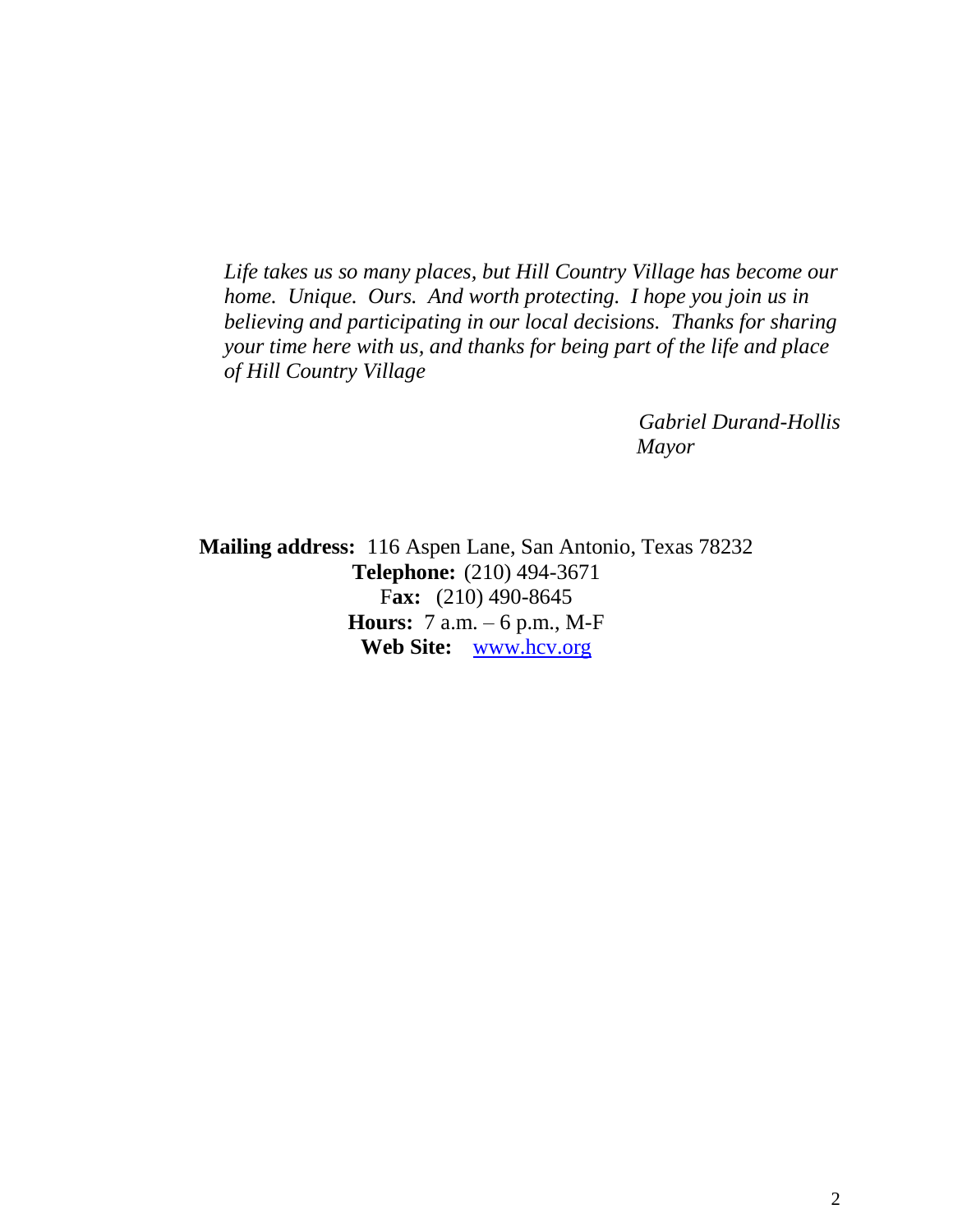*Life takes us so many places, but Hill Country Village has become our home. Unique. Ours. And worth protecting. I hope you join us in believing and participating in our local decisions. Thanks for sharing your time here with us, and thanks for being part of the life and place of Hill Country Village*

*Gabriel Durand-Hollis*
*Mayor*

**Mailing address:** 116 Aspen Lane, San Antonio, Texas 78232
**Telephone:** (210) 494-3671
**Fax:** (210) 490-8645
**Hours:** 7 a.m. – 6 p.m., M-F
**Web Site:** [www.hcv.org](http://www.hcv.org)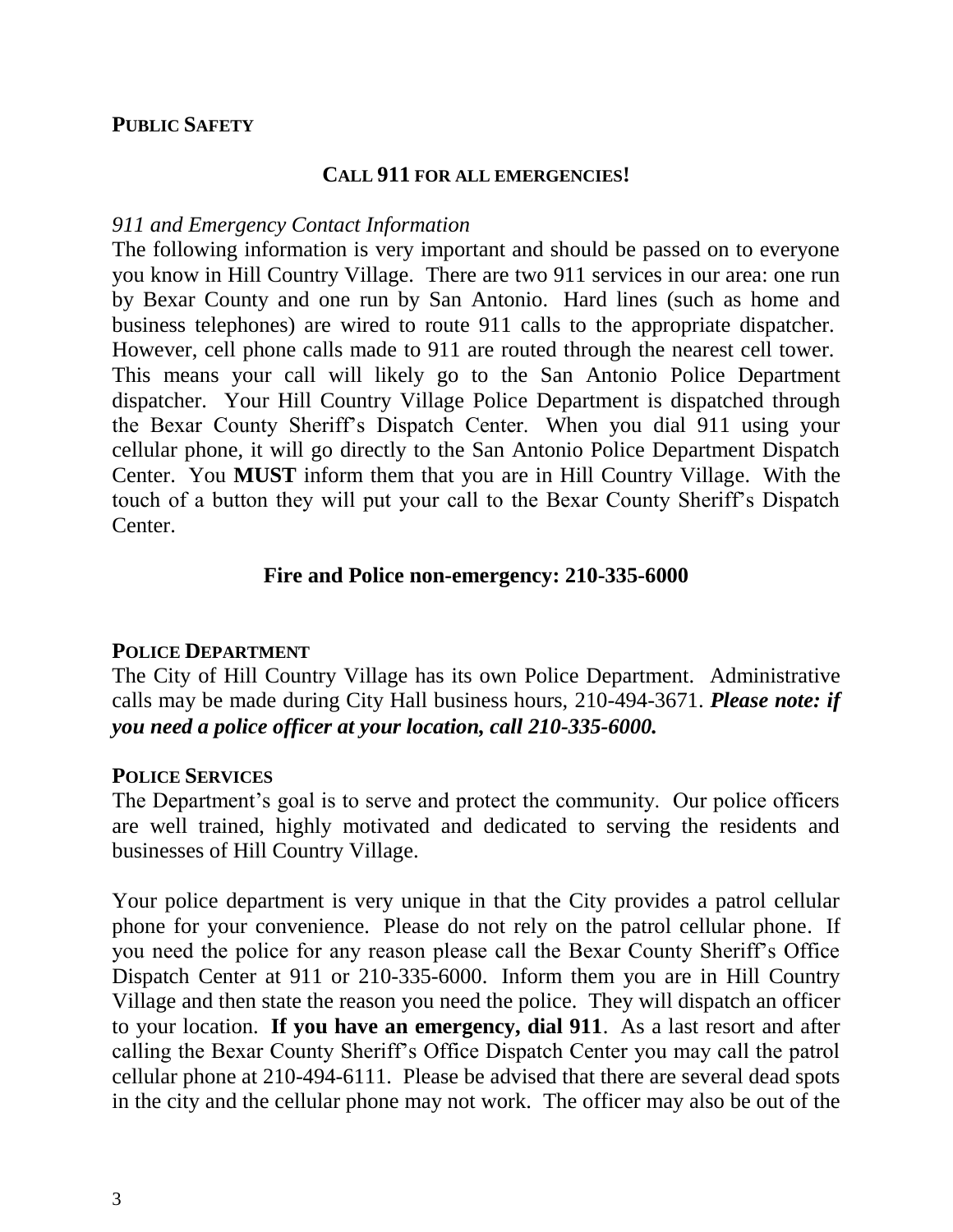## PUBLIC SAFETY

**CALL 911 FOR ALL EMERGENCIES!**

*911 and Emergency Contact Information*

The following information is very important and should be passed on to everyone you know in Hill Country Village. There are two 911 services in our area: one run by Bexar County and one run by San Antonio. Hard lines (such as home and business telephones) are wired to route 911 calls to the appropriate dispatcher. However, cell phone calls made to 911 are routed through the nearest cell tower. This means your call will likely go to the San Antonio Police Department dispatcher. Your Hill Country Village Police Department is dispatched through the Bexar County Sheriff's Dispatch Center. When you dial 911 using your cellular phone, it will go directly to the San Antonio Police Department Dispatch Center. You **MUST** inform them that you are in Hill Country Village. With the touch of a button they will put your call to the Bexar County Sheriff's Dispatch Center.

**Fire and Police non-emergency: 210-335-6000**

## POLICE DEPARTMENT

The City of Hill Country Village has its own Police Department. Administrative calls may be made during City Hall business hours, 210-494-3671. ***Please note: if you need a police officer at your location, call 210-335-6000.***

## POLICE SERVICES

The Department's goal is to serve and protect the community. Our police officers are well trained, highly motivated and dedicated to serving the residents and businesses of Hill Country Village.

Your police department is very unique in that the City provides a patrol cellular phone for your convenience. Please do not rely on the patrol cellular phone. If you need the police for any reason please call the Bexar County Sheriff's Office Dispatch Center at 911 or 210-335-6000. Inform them you are in Hill Country Village and then state the reason you need the police. They will dispatch an officer to your location. **If you have an emergency, dial 911**. As a last resort and after calling the Bexar County Sheriff's Office Dispatch Center you may call the patrol cellular phone at 210-494-6111. Please be advised that there are several dead spots in the city and the cellular phone may not work. The officer may also be out of the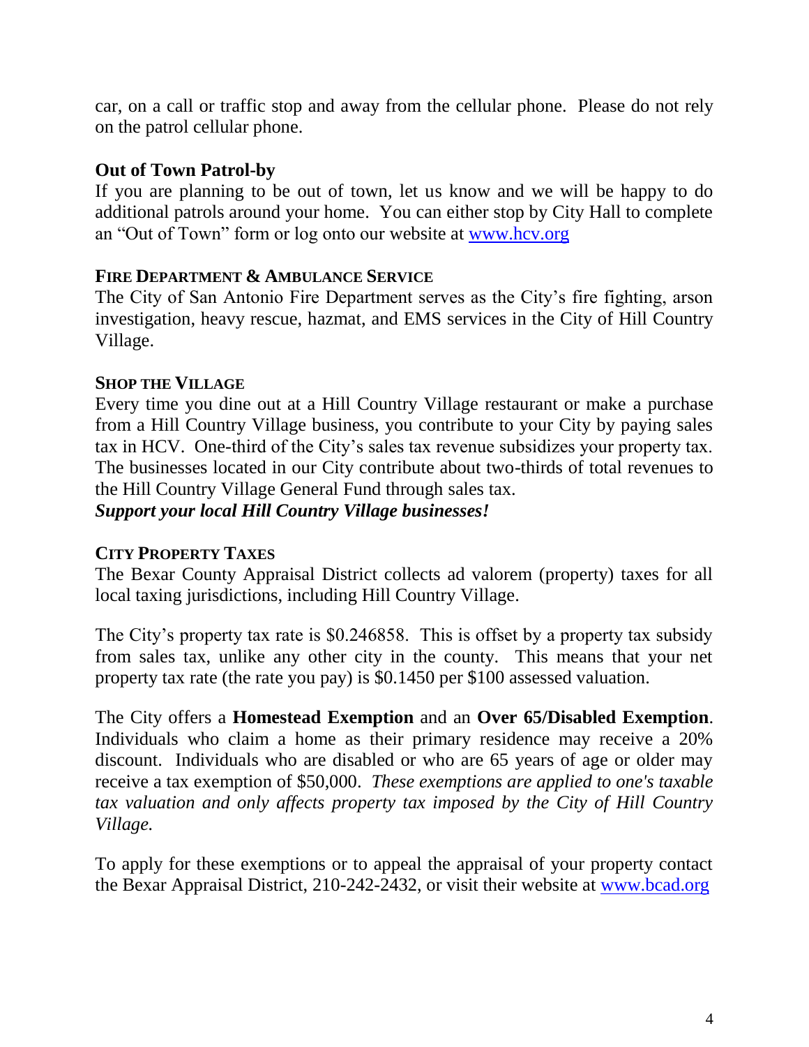car, on a call or traffic stop and away from the cellular phone. Please do not rely on the patrol cellular phone.

### Out of Town Patrol-by

If you are planning to be out of town, let us know and we will be happy to do additional patrols around your home. You can either stop by City Hall to complete an "Out of Town" form or log onto our website at [www.hcv.org](http://www.hcv.org)

### FIRE DEPARTMENT & AMBULANCE SERVICE

The City of San Antonio Fire Department serves as the City's fire fighting, arson investigation, heavy rescue, hazmat, and EMS services in the City of Hill Country Village.

### SHOP THE VILLAGE

Every time you dine out at a Hill Country Village restaurant or make a purchase from a Hill Country Village business, you contribute to your City by paying sales tax in HCV. One-third of the City's sales tax revenue subsidizes your property tax. The businesses located in our City contribute about two-thirds of total revenues to the Hill Country Village General Fund through sales tax.

***Support your local Hill Country Village businesses!***

### CITY PROPERTY TAXES

The Bexar County Appraisal District collects ad valorem (property) taxes for all local taxing jurisdictions, including Hill Country Village.

The City's property tax rate is $0.246858. This is offset by a property tax subsidy from sales tax, unlike any other city in the county. This means that your net property tax rate (the rate you pay) is $0.1450 per $100 assessed valuation.

The City offers a **Homestead Exemption** and an **Over 65/Disabled Exemption**. Individuals who claim a home as their primary residence may receive a 20% discount. Individuals who are disabled or who are 65 years of age or older may receive a tax exemption of $50,000. *These exemptions are applied to one's taxable tax valuation and only affects property tax imposed by the City of Hill Country Village.*

To apply for these exemptions or to appeal the appraisal of your property contact the Bexar Appraisal District, 210-242-2432, or visit their website at [www.bcad.org](http://www.bcad.org)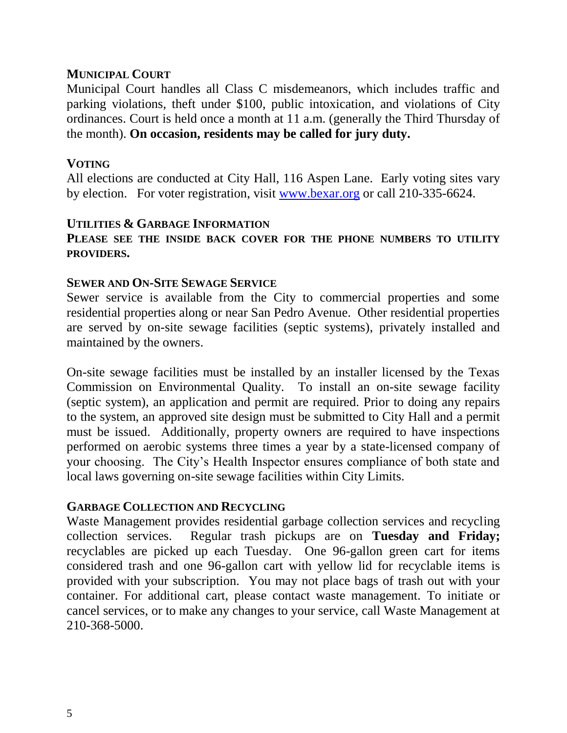## MUNICIPAL COURT

Municipal Court handles all Class C misdemeanors, which includes traffic and parking violations, theft under $100, public intoxication, and violations of City ordinances. Court is held once a month at 11 a.m. (generally the Third Thursday of the month). **On occasion, residents may be called for jury duty.**

## VOTING

All elections are conducted at City Hall, 116 Aspen Lane. Early voting sites vary by election. For voter registration, visit [www.bexar.org](http://www.bexar.org) or call 210-335-6624.

## UTILITIES & GARBAGE INFORMATION

**PLEASE SEE THE INSIDE BACK COVER FOR THE PHONE NUMBERS TO UTILITY PROVIDERS.**

### SEWER AND ON-SITE SEWAGE SERVICE

Sewer service is available from the City to commercial properties and some residential properties along or near San Pedro Avenue. Other residential properties are served by on-site sewage facilities (septic systems), privately installed and maintained by the owners.

On-site sewage facilities must be installed by an installer licensed by the Texas Commission on Environmental Quality. To install an on-site sewage facility (septic system), an application and permit are required. Prior to doing any repairs to the system, an approved site design must be submitted to City Hall and a permit must be issued. Additionally, property owners are required to have inspections performed on aerobic systems three times a year by a state-licensed company of your choosing. The City's Health Inspector ensures compliance of both state and local laws governing on-site sewage facilities within City Limits.

### GARBAGE COLLECTION AND RECYCLING

Waste Management provides residential garbage collection services and recycling collection services. Regular trash pickups are on **Tuesday and Friday;** recyclables are picked up each Tuesday. One 96-gallon green cart for items considered trash and one 96-gallon cart with yellow lid for recyclable items is provided with your subscription. You may not place bags of trash out with your container. For additional cart, please contact waste management. To initiate or cancel services, or to make any changes to your service, call Waste Management at 210-368-5000.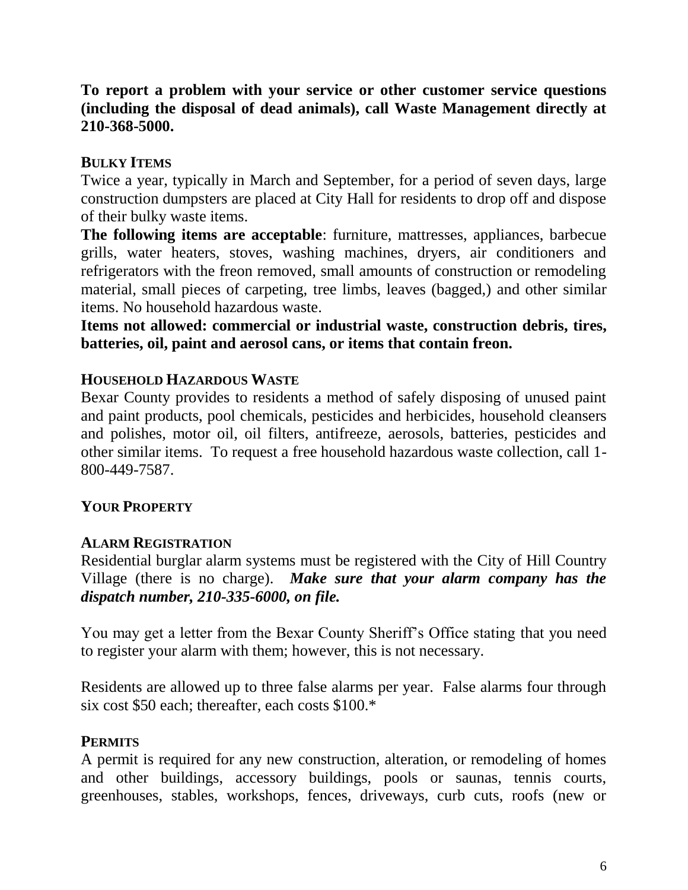**To report a problem with your service or other customer service questions (including the disposal of dead animals), call Waste Management directly at 210-368-5000.**

### BULKY ITEMS

Twice a year, typically in March and September, for a period of seven days, large construction dumpsters are placed at City Hall for residents to drop off and dispose of their bulky waste items.

**The following items are acceptable**: furniture, mattresses, appliances, barbecue grills, water heaters, stoves, washing machines, dryers, air conditioners and refrigerators with the freon removed, small amounts of construction or remodeling material, small pieces of carpeting, tree limbs, leaves (bagged,) and other similar items. No household hazardous waste.

**Items not allowed: commercial or industrial waste, construction debris, tires, batteries, oil, paint and aerosol cans, or items that contain freon.**

### HOUSEHOLD HAZARDOUS WASTE

Bexar County provides to residents a method of safely disposing of unused paint and paint products, pool chemicals, pesticides and herbicides, household cleansers and polishes, motor oil, oil filters, antifreeze, aerosols, batteries, pesticides and other similar items. To request a free household hazardous waste collection, call 1-800-449-7587.

## YOUR PROPERTY

### ALARM REGISTRATION

Residential burglar alarm systems must be registered with the City of Hill Country Village (there is no charge). ***Make sure that your alarm company has the dispatch number, 210-335-6000, on file.***

You may get a letter from the Bexar County Sheriff's Office stating that you need to register your alarm with them; however, this is not necessary.

Residents are allowed up to three false alarms per year. False alarms four through six cost $50 each; thereafter, each costs $100.*

### PERMITS

A permit is required for any new construction, alteration, or remodeling of homes and other buildings, accessory buildings, pools or saunas, tennis courts, greenhouses, stables, workshops, fences, driveways, curb cuts, roofs (new or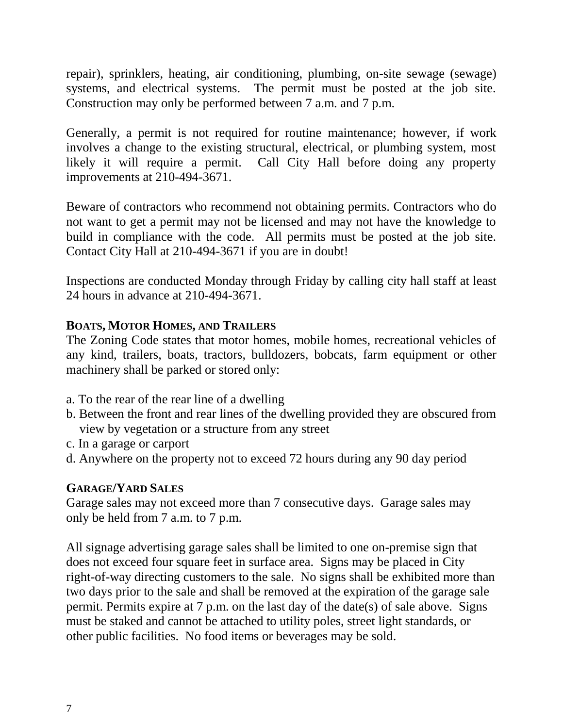repair), sprinklers, heating, air conditioning, plumbing, on-site sewage (sewage) systems, and electrical systems. The permit must be posted at the job site. Construction may only be performed between 7 a.m. and 7 p.m.

Generally, a permit is not required for routine maintenance; however, if work involves a change to the existing structural, electrical, or plumbing system, most likely it will require a permit. Call City Hall before doing any property improvements at 210-494-3671.

Beware of contractors who recommend not obtaining permits. Contractors who do not want to get a permit may not be licensed and may not have the knowledge to build in compliance with the code. All permits must be posted at the job site. Contact City Hall at 210-494-3671 if you are in doubt!

Inspections are conducted Monday through Friday by calling city hall staff at least 24 hours in advance at 210-494-3671.

### BOATS, MOTOR HOMES, AND TRAILERS

The Zoning Code states that motor homes, mobile homes, recreational vehicles of any kind, trailers, boats, tractors, bulldozers, bobcats, farm equipment or other machinery shall be parked or stored only:

a. To the rear of the rear line of a dwelling
b. Between the front and rear lines of the dwelling provided they are obscured from view by vegetation or a structure from any street
c. In a garage or carport
d. Anywhere on the property not to exceed 72 hours during any 90 day period

### GARAGE/YARD SALES

Garage sales may not exceed more than 7 consecutive days. Garage sales may only be held from 7 a.m. to 7 p.m.

All signage advertising garage sales shall be limited to one on-premise sign that does not exceed four square feet in surface area. Signs may be placed in City right-of-way directing customers to the sale. No signs shall be exhibited more than two days prior to the sale and shall be removed at the expiration of the garage sale permit. Permits expire at 7 p.m. on the last day of the date(s) of sale above. Signs must be staked and cannot be attached to utility poles, street light standards, or other public facilities. No food items or beverages may be sold.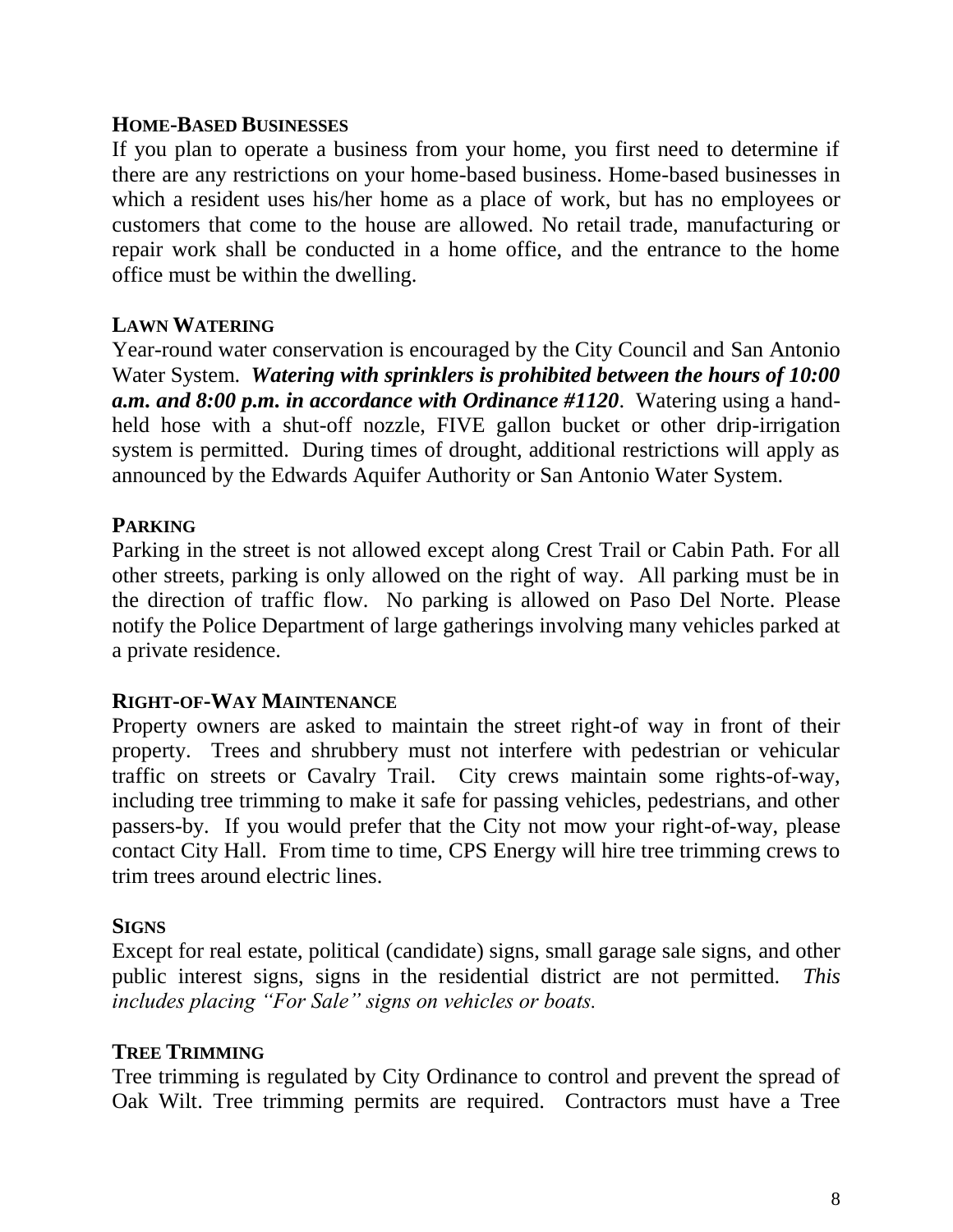### HOME-BASED BUSINESSES

If you plan to operate a business from your home, you first need to determine if there are any restrictions on your home-based business. Home-based businesses in which a resident uses his/her home as a place of work, but has no employees or customers that come to the house are allowed. No retail trade, manufacturing or repair work shall be conducted in a home office, and the entrance to the home office must be within the dwelling.

### LAWN WATERING

Year-round water conservation is encouraged by the City Council and San Antonio Water System. ***Watering with sprinklers is prohibited between the hours of 10:00 a.m. and 8:00 p.m. in accordance with Ordinance #1120***. Watering using a hand-held hose with a shut-off nozzle, FIVE gallon bucket or other drip-irrigation system is permitted. During times of drought, additional restrictions will apply as announced by the Edwards Aquifer Authority or San Antonio Water System.

### PARKING

Parking in the street is not allowed except along Crest Trail or Cabin Path. For all other streets, parking is only allowed on the right of way. All parking must be in the direction of traffic flow. No parking is allowed on Paso Del Norte. Please notify the Police Department of large gatherings involving many vehicles parked at a private residence.

### RIGHT-OF-WAY MAINTENANCE

Property owners are asked to maintain the street right-of way in front of their property. Trees and shrubbery must not interfere with pedestrian or vehicular traffic on streets or Cavalry Trail. City crews maintain some rights-of-way, including tree trimming to make it safe for passing vehicles, pedestrians, and other passers-by. If you would prefer that the City not mow your right-of-way, please contact City Hall. From time to time, CPS Energy will hire tree trimming crews to trim trees around electric lines.

### SIGNS

Except for real estate, political (candidate) signs, small garage sale signs, and other public interest signs, signs in the residential district are not permitted. *This includes placing "For Sale" signs on vehicles or boats.*

### TREE TRIMMING

Tree trimming is regulated by City Ordinance to control and prevent the spread of Oak Wilt. Tree trimming permits are required. Contractors must have a Tree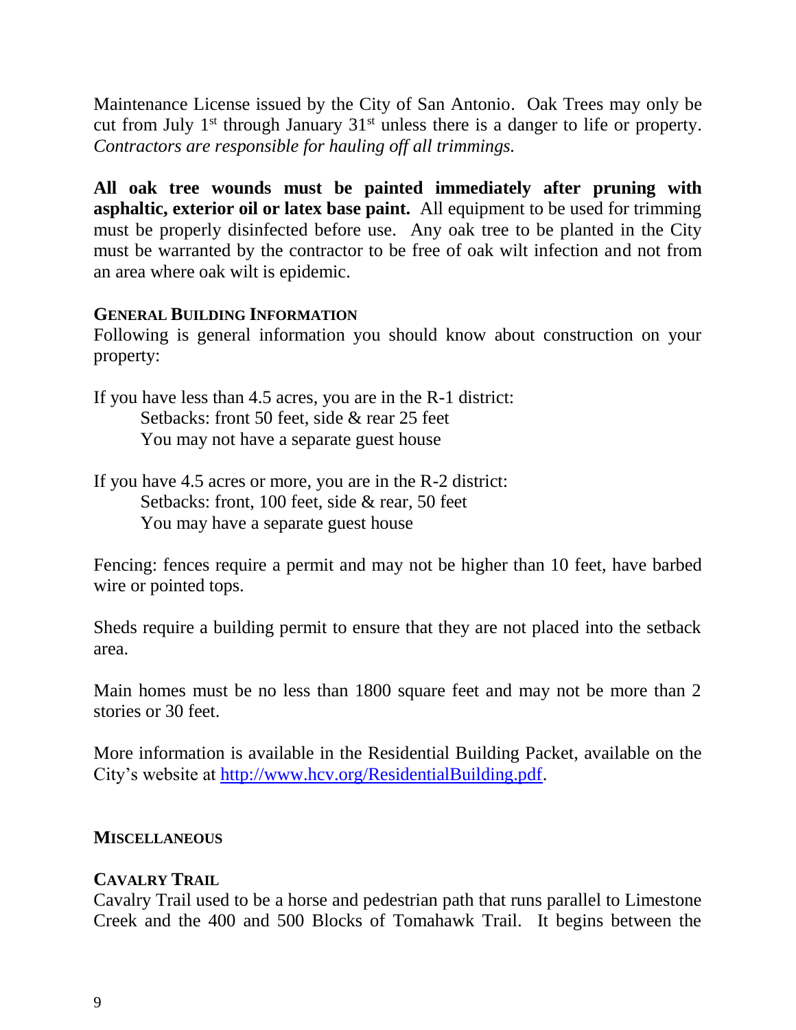Maintenance License issued by the City of San Antonio. Oak Trees may only be cut from July 1st through January 31st unless there is a danger to life or property. *Contractors are responsible for hauling off all trimmings.*

**All oak tree wounds must be painted immediately after pruning with asphaltic, exterior oil or latex base paint.** All equipment to be used for trimming must be properly disinfected before use. Any oak tree to be planted in the City must be warranted by the contractor to be free of oak wilt infection and not from an area where oak wilt is epidemic.

## GENERAL BUILDING INFORMATION

Following is general information you should know about construction on your property:

If you have less than 4.5 acres, you are in the R-1 district:
- Setbacks: front 50 feet, side & rear 25 feet
- You may not have a separate guest house

If you have 4.5 acres or more, you are in the R-2 district:
- Setbacks: front, 100 feet, side & rear, 50 feet
- You may have a separate guest house

Fencing: fences require a permit and may not be higher than 10 feet, have barbed wire or pointed tops.

Sheds require a building permit to ensure that they are not placed into the setback area.

Main homes must be no less than 1800 square feet and may not be more than 2 stories or 30 feet.

More information is available in the Residential Building Packet, available on the City's website at [http://www.hcv.org/ResidentialBuilding.pdf](http://www.hcv.org/ResidentialBuilding.pdf).

## MISCELLANEOUS

### CAVALRY TRAIL

Cavalry Trail used to be a horse and pedestrian path that runs parallel to Limestone Creek and the 400 and 500 Blocks of Tomahawk Trail. It begins between the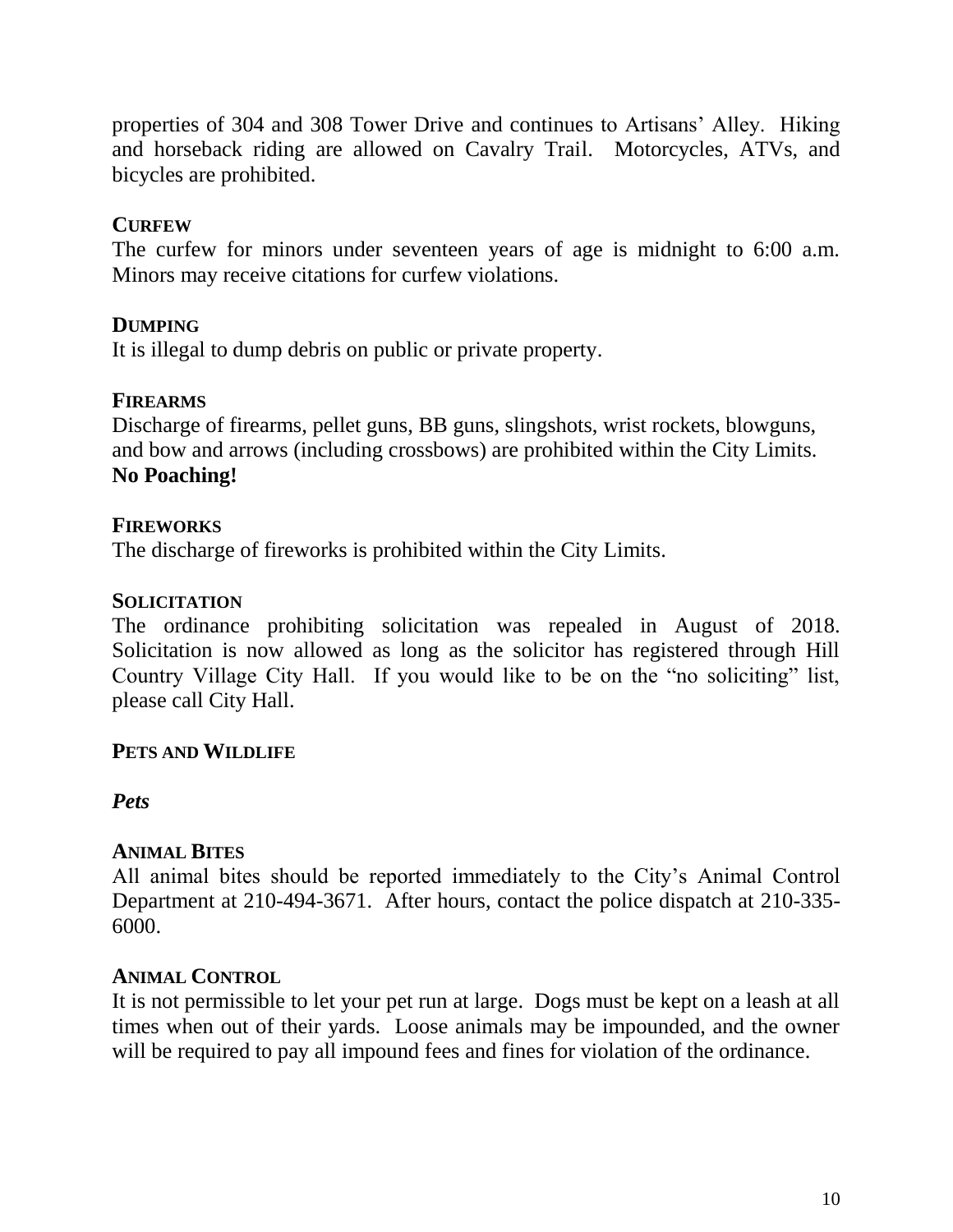properties of 304 and 308 Tower Drive and continues to Artisans' Alley. Hiking and horseback riding are allowed on Cavalry Trail. Motorcycles, ATVs, and bicycles are prohibited.

### CURFEW

The curfew for minors under seventeen years of age is midnight to 6:00 a.m. Minors may receive citations for curfew violations.

### DUMPING

It is illegal to dump debris on public or private property.

### FIREARMS

Discharge of firearms, pellet guns, BB guns, slingshots, wrist rockets, blowguns, and bow and arrows (including crossbows) are prohibited within the City Limits. **No Poaching!**

### FIREWORKS

The discharge of fireworks is prohibited within the City Limits.

### SOLICITATION

The ordinance prohibiting solicitation was repealed in August of 2018. Solicitation is now allowed as long as the solicitor has registered through Hill Country Village City Hall. If you would like to be on the "no soliciting" list, please call City Hall.

### PETS AND WILDLIFE

***Pets***

### ANIMAL BITES

All animal bites should be reported immediately to the City's Animal Control Department at 210-494-3671. After hours, contact the police dispatch at 210-335-6000.

### ANIMAL CONTROL

It is not permissible to let your pet run at large. Dogs must be kept on a leash at all times when out of their yards. Loose animals may be impounded, and the owner will be required to pay all impound fees and fines for violation of the ordinance.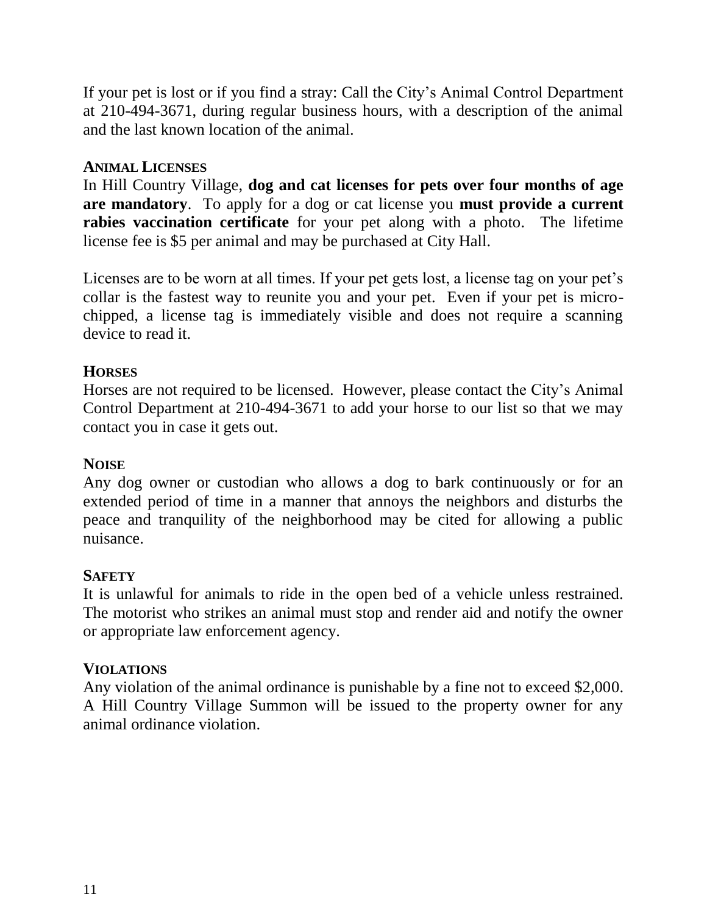If your pet is lost or if you find a stray: Call the City's Animal Control Department at 210-494-3671, during regular business hours, with a description of the animal and the last known location of the animal.

### ANIMAL LICENSES

In Hill Country Village, **dog and cat licenses for pets over four months of age are mandatory**. To apply for a dog or cat license you **must provide a current rabies vaccination certificate** for your pet along with a photo. The lifetime license fee is $5 per animal and may be purchased at City Hall.

Licenses are to be worn at all times. If your pet gets lost, a license tag on your pet's collar is the fastest way to reunite you and your pet. Even if your pet is micro-chipped, a license tag is immediately visible and does not require a scanning device to read it.

### HORSES

Horses are not required to be licensed. However, please contact the City's Animal Control Department at 210-494-3671 to add your horse to our list so that we may contact you in case it gets out.

### NOISE

Any dog owner or custodian who allows a dog to bark continuously or for an extended period of time in a manner that annoys the neighbors and disturbs the peace and tranquility of the neighborhood may be cited for allowing a public nuisance.

### SAFETY

It is unlawful for animals to ride in the open bed of a vehicle unless restrained. The motorist who strikes an animal must stop and render aid and notify the owner or appropriate law enforcement agency.

### VIOLATIONS

Any violation of the animal ordinance is punishable by a fine not to exceed $2,000. A Hill Country Village Summon will be issued to the property owner for any animal ordinance violation.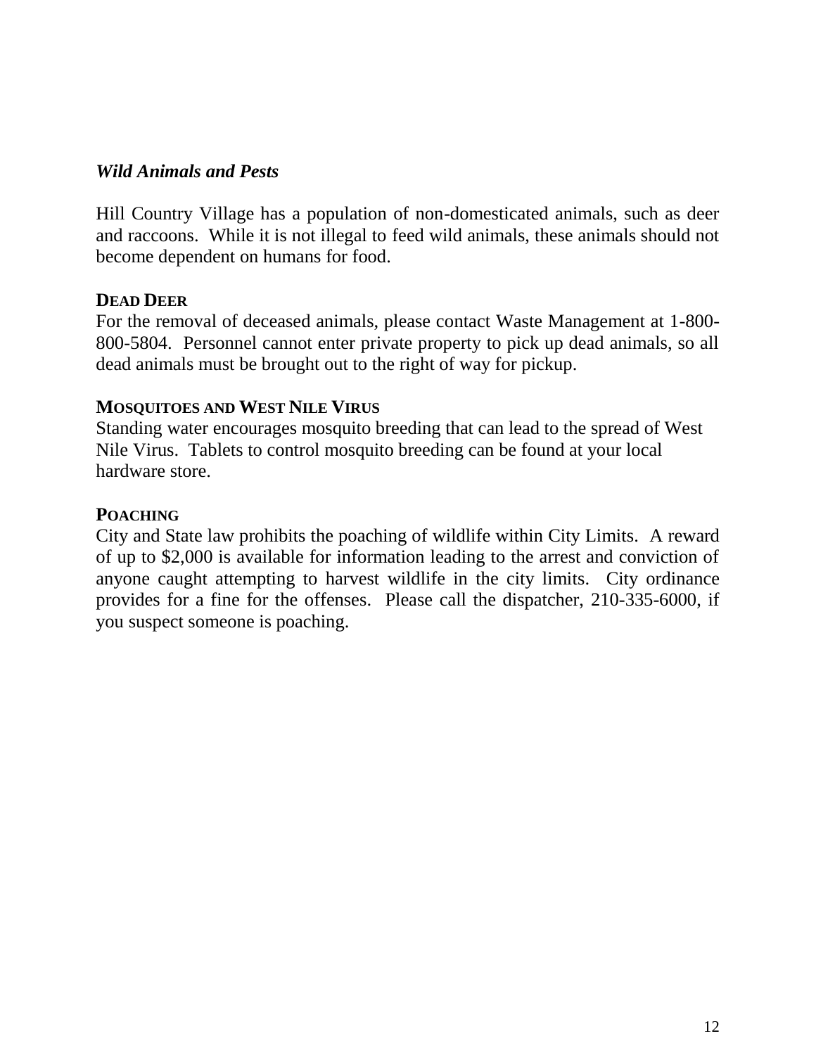## *Wild Animals and Pests*

Hill Country Village has a population of non-domesticated animals, such as deer and raccoons. While it is not illegal to feed wild animals, these animals should not become dependent on humans for food.

### DEAD DEER

For the removal of deceased animals, please contact Waste Management at 1-800-800-5804. Personnel cannot enter private property to pick up dead animals, so all dead animals must be brought out to the right of way for pickup.

### MOSQUITOES AND WEST NILE VIRUS

Standing water encourages mosquito breeding that can lead to the spread of West Nile Virus. Tablets to control mosquito breeding can be found at your local hardware store.

### POACHING

City and State law prohibits the poaching of wildlife within City Limits. A reward of up to $2,000 is available for information leading to the arrest and conviction of anyone caught attempting to harvest wildlife in the city limits. City ordinance provides for a fine for the offenses. Please call the dispatcher, 210-335-6000, if you suspect someone is poaching.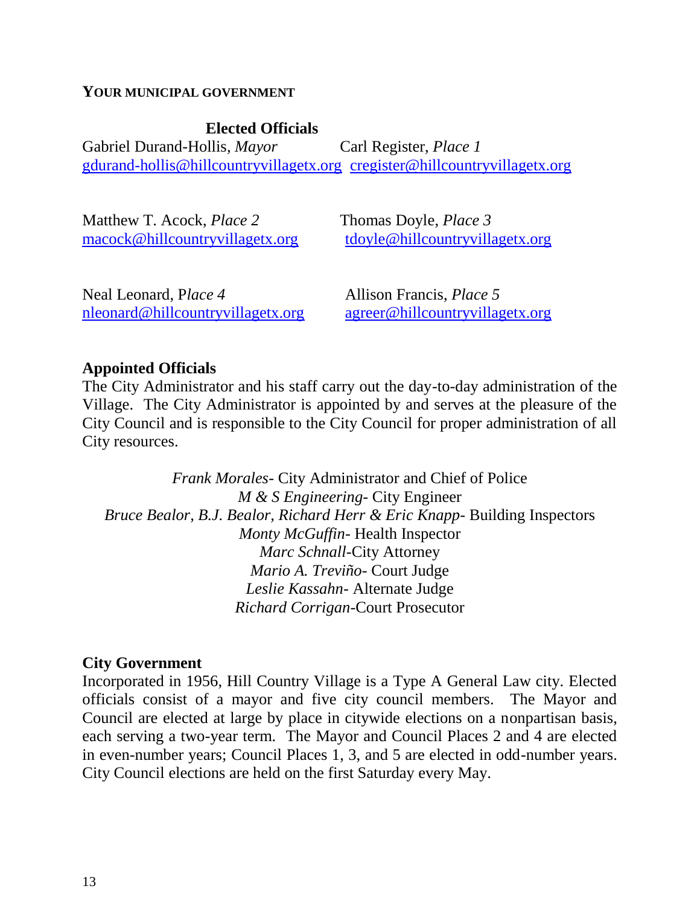## YOUR MUNICIPAL GOVERNMENT

### Elected Officials

Gabriel Durand-Hollis, *Mayor*
gdurand-hollis@hillcountryvillagetx.org

Carl Register, *Place 1*
cregister@hillcountryvillagetx.org

Matthew T. Acock, *Place 2*
macock@hillcountryvillagetx.org

Thomas Doyle, *Place 3*
tdoyle@hillcountryvillagetx.org

Neal Leonard, P*lace 4*
nleonard@hillcountryvillagetx.org

Allison Francis, *Place 5*
agreer@hillcountryvillagetx.org

### Appointed Officials

The City Administrator and his staff carry out the day-to-day administration of the Village. The City Administrator is appointed by and serves at the pleasure of the City Council and is responsible to the City Council for proper administration of all City resources.

*Frank Morales*- City Administrator and Chief of Police
*M & S Engineering*- City Engineer
*Bruce Bealor, B.J. Bealor, Richard Herr & Eric Knapp*- Building Inspectors
*Monty McGuffin*- Health Inspector
*Marc Schnall*-City Attorney
*Mario A. Treviño*- Court Judge
*Leslie Kassahn*- Alternate Judge
*Richard Corrigan*-Court Prosecutor

### City Government

Incorporated in 1956, Hill Country Village is a Type A General Law city. Elected officials consist of a mayor and five city council members. The Mayor and Council are elected at large by place in citywide elections on a nonpartisan basis, each serving a two-year term. The Mayor and Council Places 2 and 4 are elected in even-number years; Council Places 1, 3, and 5 are elected in odd-number years. City Council elections are held on the first Saturday every May.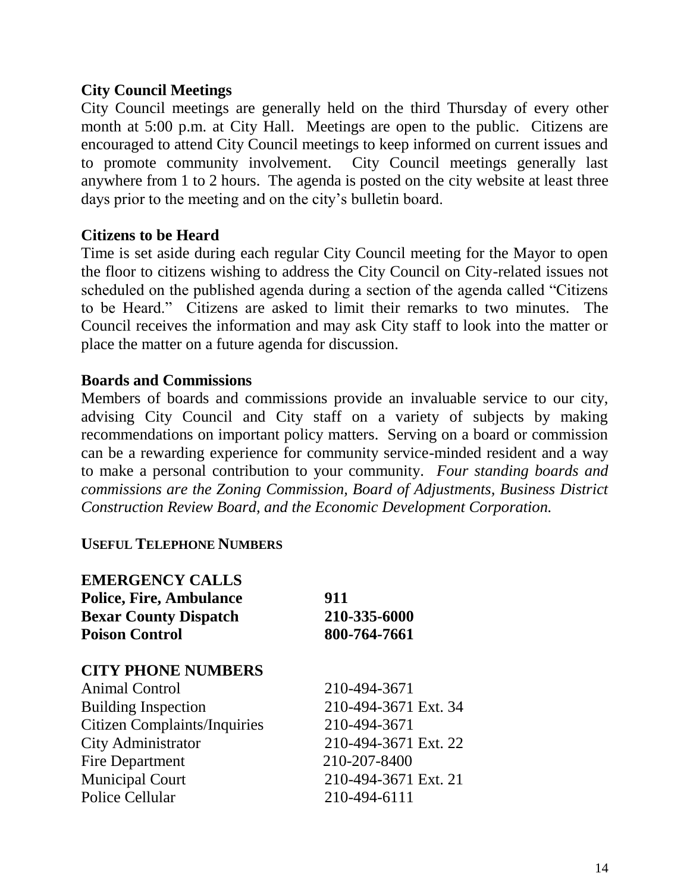**City Council Meetings**

City Council meetings are generally held on the third Thursday of every other month at 5:00 p.m. at City Hall. Meetings are open to the public. Citizens are encouraged to attend City Council meetings to keep informed on current issues and to promote community involvement. City Council meetings generally last anywhere from 1 to 2 hours. The agenda is posted on the city website at least three days prior to the meeting and on the city's bulletin board.

**Citizens to be Heard**

Time is set aside during each regular City Council meeting for the Mayor to open the floor to citizens wishing to address the City Council on City-related issues not scheduled on the published agenda during a section of the agenda called "Citizens to be Heard." Citizens are asked to limit their remarks to two minutes. The Council receives the information and may ask City staff to look into the matter or place the matter on a future agenda for discussion.

**Boards and Commissions**

Members of boards and commissions provide an invaluable service to our city, advising City Council and City staff on a variety of subjects by making recommendations on important policy matters. Serving on a board or commission can be a rewarding experience for community service-minded resident and a way to make a personal contribution to your community. *Four standing boards and commissions are the Zoning Commission, Board of Adjustments, Business District Construction Review Board, and the Economic Development Corporation.*

**USEFUL TELEPHONE NUMBERS**

| **EMERGENCY CALLS** | |
|---|---|
| **Police, Fire, Ambulance** | **911** |
| **Bexar County Dispatch** | **210-335-6000** |
| **Poison Control** | **800-764-7661** |

| **CITY PHONE NUMBERS** | |
|---|---|
| Animal Control | 210-494-3671 |
| Building Inspection | 210-494-3671 Ext. 34 |
| Citizen Complaints/Inquiries | 210-494-3671 |
| City Administrator | 210-494-3671 Ext. 22 |
| Fire Department | 210-207-8400 |
| Municipal Court | 210-494-3671 Ext. 21 |
| Police Cellular | 210-494-6111 |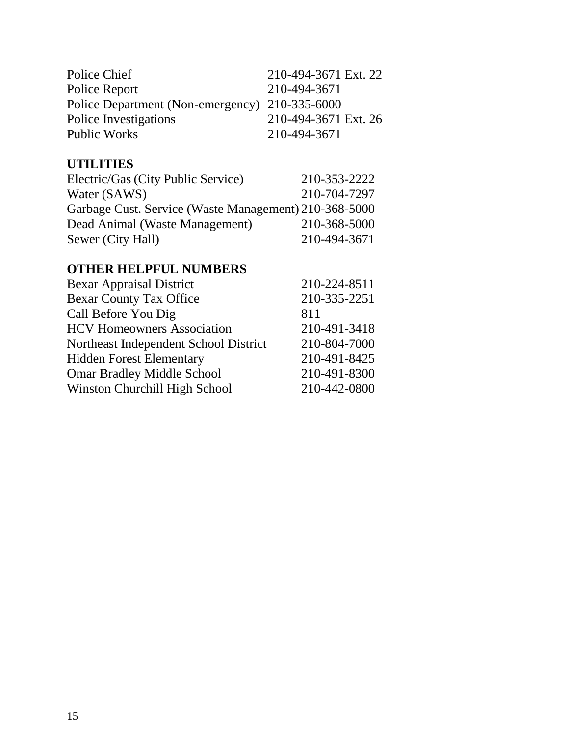| | |
|---|---|
| Police Chief | 210-494-3671 Ext. 22 |
| Police Report | 210-494-3671 |
| Police Department (Non-emergency) | 210-335-6000 |
| Police Investigations | 210-494-3671 Ext. 26 |
| Public Works | 210-494-3671 |

**UTILITIES**

| | |
|---|---|
| Electric/Gas (City Public Service) | 210-353-2222 |
| Water (SAWS) | 210-704-7297 |
| Garbage Cust. Service (Waste Management) | 210-368-5000 |
| Dead Animal (Waste Management) | 210-368-5000 |
| Sewer (City Hall) | 210-494-3671 |

**OTHER HELPFUL NUMBERS**

| | |
|---|---|
| Bexar Appraisal District | 210-224-8511 |
| Bexar County Tax Office | 210-335-2251 |
| Call Before You Dig | 811 |
| HCV Homeowners Association | 210-491-3418 |
| Northeast Independent School District | 210-804-7000 |
| Hidden Forest Elementary | 210-491-8425 |
| Omar Bradley Middle School | 210-491-8300 |
| Winston Churchill High School | 210-442-0800 |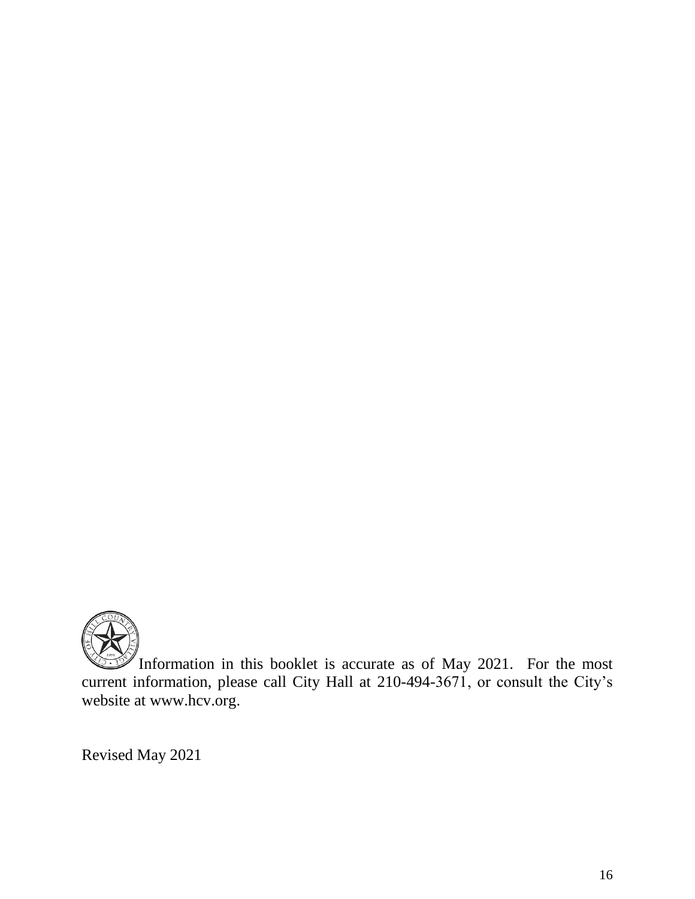Information in this booklet is accurate as of May 2021. For the most current information, please call City Hall at 210-494-3671, or consult the City's website at www.hcv.org.

Revised May 2021